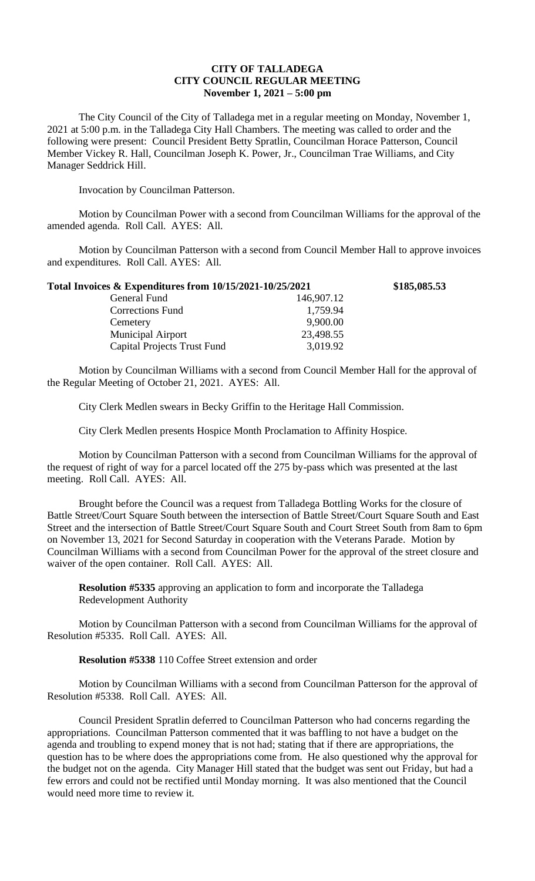# CITY OF TALLADEGA
## CITY COUNCIL REGULAR MEETING
### November 1, 2021 – 5:00 pm

The City Council of the City of Talladega met in a regular meeting on Monday, November 1, 2021 at 5:00 p.m. in the Talladega City Hall Chambers. The meeting was called to order and the following were present: Council President Betty Spratlin, Councilman Horace Patterson, Council Member Vickey R. Hall, Councilman Joseph K. Power, Jr., Councilman Trae Williams, and City Manager Seddrick Hill.

Invocation by Councilman Patterson.

Motion by Councilman Power with a second from Councilman Williams for the approval of the amended agenda. Roll Call. AYES: All.

Motion by Councilman Patterson with a second from Council Member Hall to approve invoices and expenditures. Roll Call. AYES: All.

| **Total Invoices & Expenditures from 10/15/2021-10/25/2021** | | **\$185,085.53** |
|---|---|---|
| General Fund | 146,907.12 | |
| Corrections Fund | 1,759.94 | |
| Cemetery | 9,900.00 | |
| Municipal Airport | 23,498.55 | |
| Capital Projects Trust Fund | 3,019.92 | |

Motion by Councilman Williams with a second from Council Member Hall for the approval of the Regular Meeting of October 21, 2021. AYES: All.

City Clerk Medlen swears in Becky Griffin to the Heritage Hall Commission.

City Clerk Medlen presents Hospice Month Proclamation to Affinity Hospice.

Motion by Councilman Patterson with a second from Councilman Williams for the approval of the request of right of way for a parcel located off the 275 by-pass which was presented at the last meeting. Roll Call. AYES: All.

Brought before the Council was a request from Talladega Bottling Works for the closure of Battle Street/Court Square South between the intersection of Battle Street/Court Square South and East Street and the intersection of Battle Street/Court Square South and Court Street South from 8am to 6pm on November 13, 2021 for Second Saturday in cooperation with the Veterans Parade. Motion by Councilman Williams with a second from Councilman Power for the approval of the street closure and waiver of the open container. Roll Call. AYES: All.

**Resolution #5335** approving an application to form and incorporate the Talladega Redevelopment Authority

Motion by Councilman Patterson with a second from Councilman Williams for the approval of Resolution #5335. Roll Call. AYES: All.

**Resolution #5338** 110 Coffee Street extension and order

Motion by Councilman Williams with a second from Councilman Patterson for the approval of Resolution #5338. Roll Call. AYES: All.

Council President Spratlin deferred to Councilman Patterson who had concerns regarding the appropriations. Councilman Patterson commented that it was baffling to not have a budget on the agenda and troubling to expend money that is not had; stating that if there are appropriations, the question has to be where does the appropriations come from. He also questioned why the approval for the budget not on the agenda. City Manager Hill stated that the budget was sent out Friday, but had a few errors and could not be rectified until Monday morning. It was also mentioned that the Council would need more time to review it.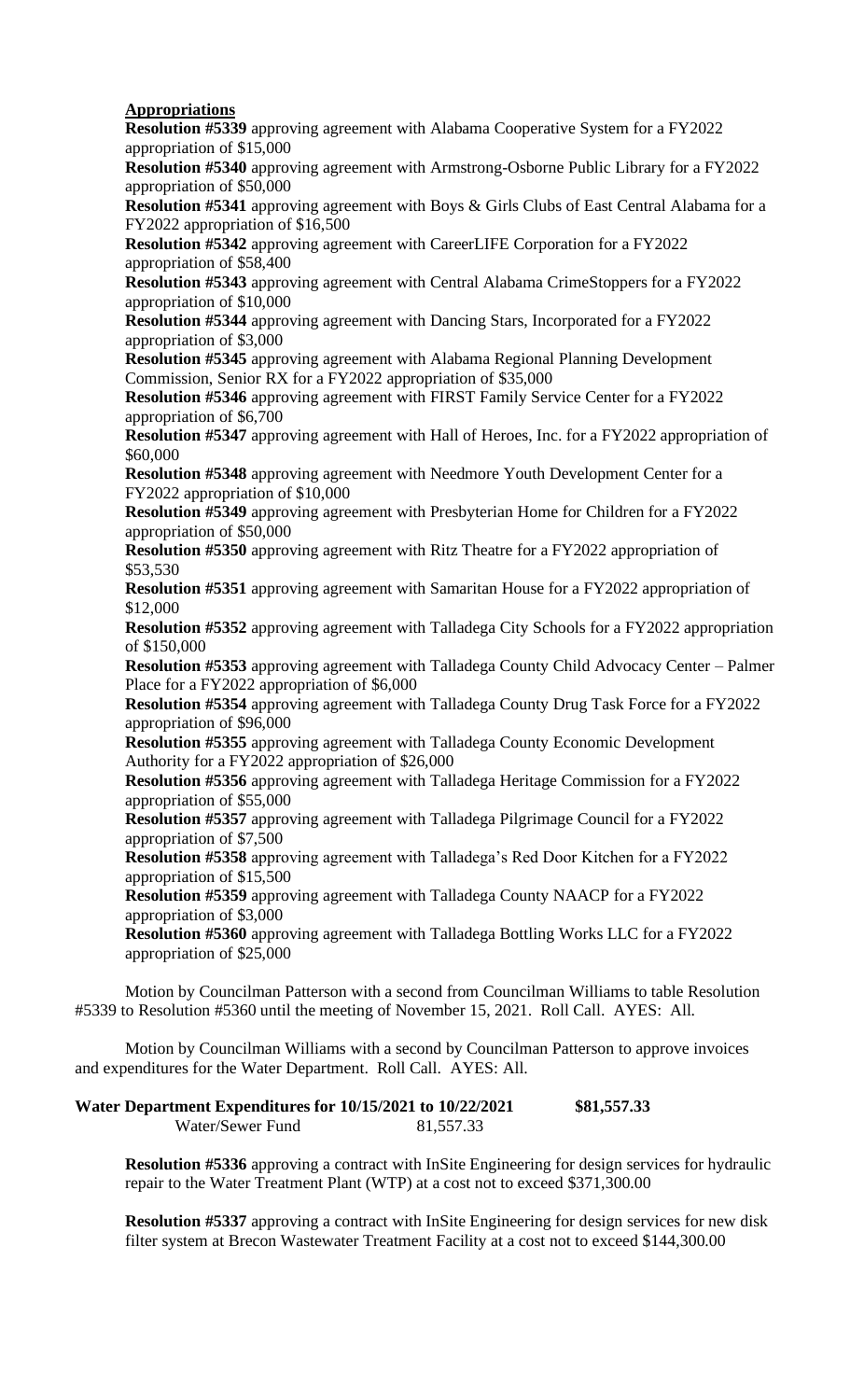**Appropriations**

**Resolution #5339** approving agreement with Alabama Cooperative System for a FY2022 appropriation of $15,000

**Resolution #5340** approving agreement with Armstrong-Osborne Public Library for a FY2022 appropriation of $50,000

**Resolution #5341** approving agreement with Boys & Girls Clubs of East Central Alabama for a FY2022 appropriation of $16,500

**Resolution #5342** approving agreement with CareerLIFE Corporation for a FY2022 appropriation of $58,400

**Resolution #5343** approving agreement with Central Alabama CrimeStoppers for a FY2022 appropriation of $10,000

**Resolution #5344** approving agreement with Dancing Stars, Incorporated for a FY2022 appropriation of $3,000

**Resolution #5345** approving agreement with Alabama Regional Planning Development Commission, Senior RX for a FY2022 appropriation of $35,000

**Resolution #5346** approving agreement with FIRST Family Service Center for a FY2022 appropriation of $6,700

**Resolution #5347** approving agreement with Hall of Heroes, Inc. for a FY2022 appropriation of $60,000

**Resolution #5348** approving agreement with Needmore Youth Development Center for a FY2022 appropriation of $10,000

**Resolution #5349** approving agreement with Presbyterian Home for Children for a FY2022 appropriation of $50,000

**Resolution #5350** approving agreement with Ritz Theatre for a FY2022 appropriation of $53,530

**Resolution #5351** approving agreement with Samaritan House for a FY2022 appropriation of $12,000

**Resolution #5352** approving agreement with Talladega City Schools for a FY2022 appropriation of $150,000

**Resolution #5353** approving agreement with Talladega County Child Advocacy Center – Palmer Place for a FY2022 appropriation of $6,000

**Resolution #5354** approving agreement with Talladega County Drug Task Force for a FY2022 appropriation of $96,000

**Resolution #5355** approving agreement with Talladega County Economic Development Authority for a FY2022 appropriation of $26,000

**Resolution #5356** approving agreement with Talladega Heritage Commission for a FY2022 appropriation of $55,000

**Resolution #5357** approving agreement with Talladega Pilgrimage Council for a FY2022 appropriation of $7,500

**Resolution #5358** approving agreement with Talladega's Red Door Kitchen for a FY2022 appropriation of $15,500

**Resolution #5359** approving agreement with Talladega County NAACP for a FY2022 appropriation of $3,000

**Resolution #5360** approving agreement with Talladega Bottling Works LLC for a FY2022 appropriation of $25,000

Motion by Councilman Patterson with a second from Councilman Williams to table Resolution #5339 to Resolution #5360 until the meeting of November 15, 2021. Roll Call. AYES: All.

Motion by Councilman Williams with a second by Councilman Patterson to approve invoices and expenditures for the Water Department. Roll Call. AYES: All.

**Water Department Expenditures for 10/15/2021 to 10/22/2021 $81,557.33**

Water/Sewer Fund 81,557.33

**Resolution #5336** approving a contract with InSite Engineering for design services for hydraulic repair to the Water Treatment Plant (WTP) at a cost not to exceed $371,300.00

**Resolution #5337** approving a contract with InSite Engineering for design services for new disk filter system at Brecon Wastewater Treatment Facility at a cost not to exceed $144,300.00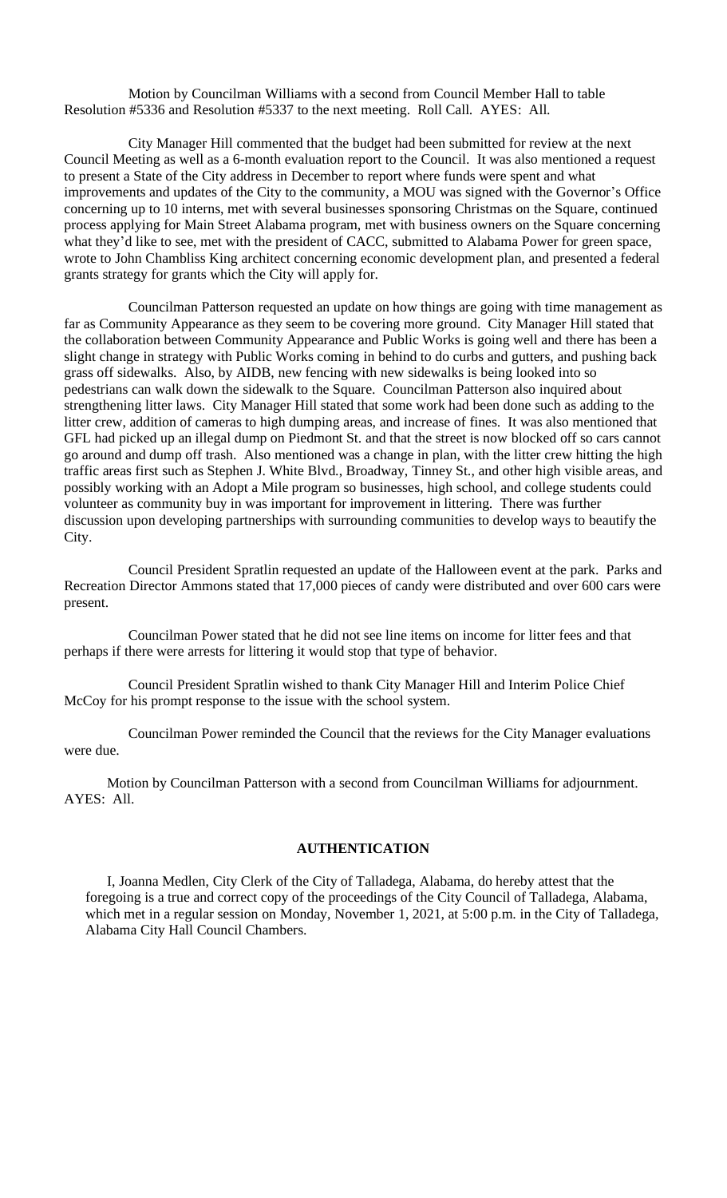Motion by Councilman Williams with a second from Council Member Hall to table Resolution #5336 and Resolution #5337 to the next meeting. Roll Call. AYES: All.

City Manager Hill commented that the budget had been submitted for review at the next Council Meeting as well as a 6-month evaluation report to the Council. It was also mentioned a request to present a State of the City address in December to report where funds were spent and what improvements and updates of the City to the community, a MOU was signed with the Governor's Office concerning up to 10 interns, met with several businesses sponsoring Christmas on the Square, continued process applying for Main Street Alabama program, met with business owners on the Square concerning what they'd like to see, met with the president of CACC, submitted to Alabama Power for green space, wrote to John Chambliss King architect concerning economic development plan, and presented a federal grants strategy for grants which the City will apply for.

Councilman Patterson requested an update on how things are going with time management as far as Community Appearance as they seem to be covering more ground. City Manager Hill stated that the collaboration between Community Appearance and Public Works is going well and there has been a slight change in strategy with Public Works coming in behind to do curbs and gutters, and pushing back grass off sidewalks. Also, by AIDB, new fencing with new sidewalks is being looked into so pedestrians can walk down the sidewalk to the Square. Councilman Patterson also inquired about strengthening litter laws. City Manager Hill stated that some work had been done such as adding to the litter crew, addition of cameras to high dumping areas, and increase of fines. It was also mentioned that GFL had picked up an illegal dump on Piedmont St. and that the street is now blocked off so cars cannot go around and dump off trash. Also mentioned was a change in plan, with the litter crew hitting the high traffic areas first such as Stephen J. White Blvd., Broadway, Tinney St., and other high visible areas, and possibly working with an Adopt a Mile program so businesses, high school, and college students could volunteer as community buy in was important for improvement in littering. There was further discussion upon developing partnerships with surrounding communities to develop ways to beautify the City.

Council President Spratlin requested an update of the Halloween event at the park. Parks and Recreation Director Ammons stated that 17,000 pieces of candy were distributed and over 600 cars were present.

Councilman Power stated that he did not see line items on income for litter fees and that perhaps if there were arrests for littering it would stop that type of behavior.

Council President Spratlin wished to thank City Manager Hill and Interim Police Chief McCoy for his prompt response to the issue with the school system.

Councilman Power reminded the Council that the reviews for the City Manager evaluations were due.

Motion by Councilman Patterson with a second from Councilman Williams for adjournment. AYES: All.

## AUTHENTICATION

I, Joanna Medlen, City Clerk of the City of Talladega, Alabama, do hereby attest that the foregoing is a true and correct copy of the proceedings of the City Council of Talladega, Alabama, which met in a regular session on Monday, November 1, 2021, at 5:00 p.m. in the City of Talladega, Alabama City Hall Council Chambers.